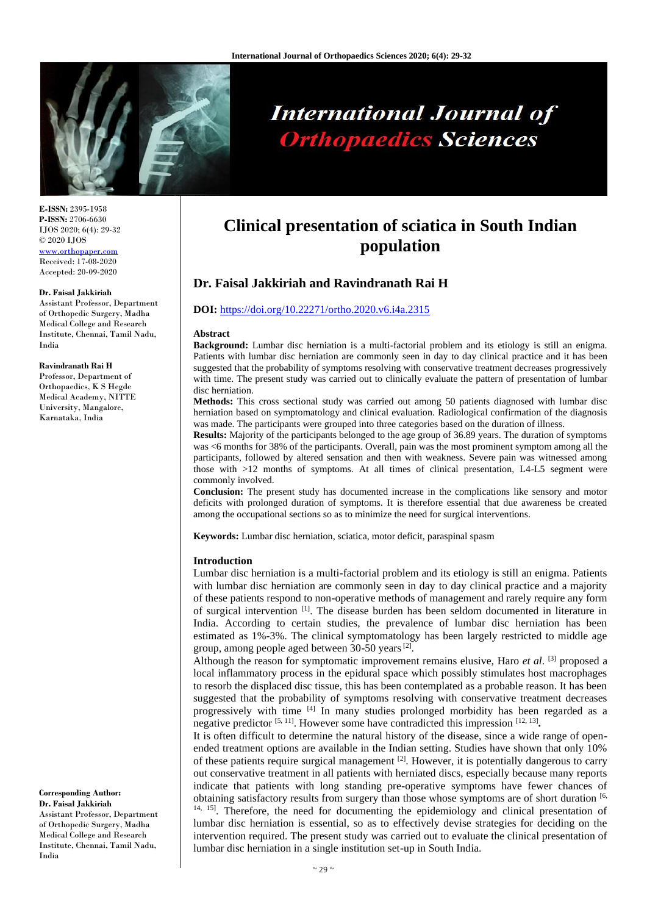# Clinical presentation of sciatica in South Indian population

## Dr. Faisal Jakkiriah and Ravindranath Rai H

**DOI:** https://doi.org/10.22271/ortho.2020.v6.i4a.2315

E-ISSN: 2395-1958
P-ISSN: 2706-6630
IJOS 2020; 6(4): 29-32
© 2020 IJOS
www.orthopaper.com
Received: 17-08-2020
Accepted: 20-09-2020

**Dr. Faisal Jakkiriah**
Assistant Professor, Department of Orthopedic Surgery, Madha Medical College and Research Institute, Chennai, Tamil Nadu, India

**Ravindranath Rai H**
Professor, Department of Orthopaedics, K S Hegde Medical Academy, NITTE University, Mangalore, Karnataka, India

**Corresponding Author:**
**Dr. Faisal Jakkiriah**
Assistant Professor, Department of Orthopedic Surgery, Madha Medical College and Research Institute, Chennai, Tamil Nadu, India

### Abstract

**Background:** Lumbar disc herniation is a multi-factorial problem and its etiology is still an enigma. Patients with lumbar disc herniation are commonly seen in day to day clinical practice and it has been suggested that the probability of symptoms resolving with conservative treatment decreases progressively with time. The present study was carried out to clinically evaluate the pattern of presentation of lumbar disc herniation.

**Methods:** This cross sectional study was carried out among 50 patients diagnosed with lumbar disc herniation based on symptomatology and clinical evaluation. Radiological confirmation of the diagnosis was made. The participants were grouped into three categories based on the duration of illness.

**Results:** Majority of the participants belonged to the age group of 36.89 years. The duration of symptoms was <6 months for 38% of the participants. Overall, pain was the most prominent symptom among all the participants, followed by altered sensation and then with weakness. Severe pain was witnessed among those with >12 months of symptoms. At all times of clinical presentation, L4-L5 segment were commonly involved.

**Conclusion:** The present study has documented increase in the complications like sensory and motor deficits with prolonged duration of symptoms. It is therefore essential that due awareness be created among the occupational sections so as to minimize the need for surgical interventions.

**Keywords:** Lumbar disc herniation, sciatica, motor deficit, paraspinal spasm

### Introduction

Lumbar disc herniation is a multi-factorial problem and its etiology is still an enigma. Patients with lumbar disc herniation are commonly seen in day to day clinical practice and a majority of these patients respond to non-operative methods of management and rarely require any form of surgical intervention [1]. The disease burden has been seldom documented in literature in India. According to certain studies, the prevalence of lumbar disc herniation has been estimated as 1%-3%. The clinical symptomatology has been largely restricted to middle age group, among people aged between 30-50 years [2].

Although the reason for symptomatic improvement remains elusive, Haro *et al*. [3] proposed a local inflammatory process in the epidural space which possibly stimulates host macrophages to resorb the displaced disc tissue, this has been contemplated as a probable reason. It has been suggested that the probability of symptoms resolving with conservative treatment decreases progressively with time [4] In many studies prolonged morbidity has been regarded as a negative predictor [5, 11]. However some have contradicted this impression [12, 13].

It is often difficult to determine the natural history of the disease, since a wide range of open-ended treatment options are available in the Indian setting. Studies have shown that only 10% of these patients require surgical management [2]. However, it is potentially dangerous to carry out conservative treatment in all patients with herniated discs, especially because many reports indicate that patients with long standing pre-operative symptoms have fewer chances of obtaining satisfactory results from surgery than those whose symptoms are of short duration [6, 14, 15]. Therefore, the need for documenting the epidemiology and clinical presentation of lumbar disc herniation is essential, so as to effectively devise strategies for deciding on the intervention required. The present study was carried out to evaluate the clinical presentation of lumbar disc herniation in a single institution set-up in South India.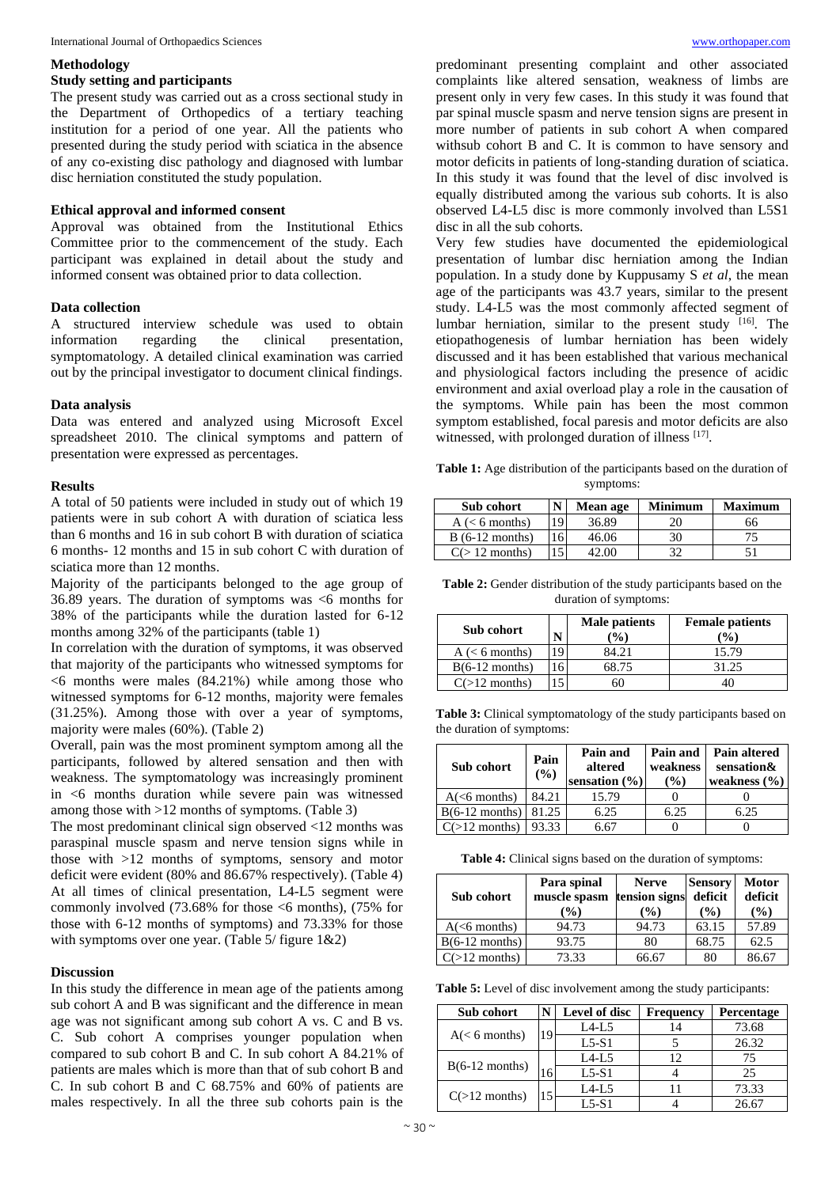## Methodology

### Study setting and participants

The present study was carried out as a cross sectional study in the Department of Orthopedics of a tertiary teaching institution for a period of one year. All the patients who presented during the study period with sciatica in the absence of any co-existing disc pathology and diagnosed with lumbar disc herniation constituted the study population.

### Ethical approval and informed consent

Approval was obtained from the Institutional Ethics Committee prior to the commencement of the study. Each participant was explained in detail about the study and informed consent was obtained prior to data collection.

### Data collection

A structured interview schedule was used to obtain information regarding the clinical presentation, symptomatology. A detailed clinical examination was carried out by the principal investigator to document clinical findings.

### Data analysis

Data was entered and analyzed using Microsoft Excel spreadsheet 2010. The clinical symptoms and pattern of presentation were expressed as percentages.

## Results

A total of 50 patients were included in study out of which 19 patients were in sub cohort A with duration of sciatica less than 6 months and 16 in sub cohort B with duration of sciatica 6 months- 12 months and 15 in sub cohort C with duration of sciatica more than 12 months.

Majority of the participants belonged to the age group of 36.89 years. The duration of symptoms was <6 months for 38% of the participants while the duration lasted for 6-12 months among 32% of the participants (table 1)

In correlation with the duration of symptoms, it was observed that majority of the participants who witnessed symptoms for <6 months were males (84.21%) while among those who witnessed symptoms for 6-12 months, majority were females (31.25%). Among those with over a year of symptoms, majority were males (60%). (Table 2)

Overall, pain was the most prominent symptom among all the participants, followed by altered sensation and then with weakness. The symptomatology was increasingly prominent in <6 months duration while severe pain was witnessed among those with >12 months of symptoms. (Table 3)

The most predominant clinical sign observed <12 months was paraspinal muscle spasm and nerve tension signs while in those with >12 months of symptoms, sensory and motor deficit were evident (80% and 86.67% respectively). (Table 4)

At all times of clinical presentation, L4-L5 segment were commonly involved (73.68% for those <6 months), (75% for those with 6-12 months of symptoms) and 73.33% for those with symptoms over one year. (Table 5/ figure 1&2)

## Discussion

In this study the difference in mean age of the patients among sub cohort A and B was significant and the difference in mean age was not significant among sub cohort A vs. C and B vs. C. Sub cohort A comprises younger population when compared to sub cohort B and C. In sub cohort A 84.21% of patients are males which is more than that of sub cohort B and C. In sub cohort B and C 68.75% and 60% of patients are males respectively. In all the three sub cohorts pain is the predominant presenting complaint and other associated complaints like altered sensation, weakness of limbs are present only in very few cases. In this study it was found that par spinal muscle spasm and nerve tension signs are present in more number of patients in sub cohort A when compared withsub cohort B and C. It is common to have sensory and motor deficits in patients of long-standing duration of sciatica. In this study it was found that the level of disc involved is equally distributed among the various sub cohorts. It is also observed L4-L5 disc is more commonly involved than L5S1 disc in all the sub cohorts.

Very few studies have documented the epidemiological presentation of lumbar disc herniation among the Indian population. In a study done by Kuppusamy S *et al*, the mean age of the participants was 43.7 years, similar to the present study. L4-L5 was the most commonly affected segment of lumbar herniation, similar to the present study [16]. The etiopathogenesis of lumbar herniation has been widely discussed and it has been established that various mechanical and physiological factors including the presence of acidic environment and axial overload play a role in the causation of the symptoms. While pain has been the most common symptom established, focal paresis and motor deficits are also witnessed, with prolonged duration of illness [17].

**Table 1:** Age distribution of the participants based on the duration of symptoms:

| Sub cohort | N | Mean age | Minimum | Maximum |
|---|---|---|---|---|
| A (< 6 months) | 19 | 36.89 | 20 | 66 |
| B (6-12 months) | 16 | 46.06 | 30 | 75 |
| C(> 12 months) | 15 | 42.00 | 32 | 51 |

**Table 2:** Gender distribution of the study participants based on the duration of symptoms:

| Sub cohort | N | Male patients (%) | Female patients (%) |
|---|---|---|---|
| A (< 6 months) | 19 | 84.21 | 15.79 |
| B(6-12 months) | 16 | 68.75 | 31.25 |
| C(>12 months) | 15 | 60 | 40 |

**Table 3:** Clinical symptomatology of the study participants based on the duration of symptoms:

| Sub cohort | Pain (%) | Pain and altered sensation (%) | Pain and weakness (%) | Pain altered sensation& weakness (%) |
|---|---|---|---|---|
| A(<6 months) | 84.21 | 15.79 | 0 | 0 |
| B(6-12 months) | 81.25 | 6.25 | 6.25 | 6.25 |
| C(>12 months) | 93.33 | 6.67 | 0 | 0 |

**Table 4:** Clinical signs based on the duration of symptoms:

| Sub cohort | Para spinal muscle spasm (%) | Nerve tension signs (%) | Sensory deficit (%) | Motor deficit (%) |
|---|---|---|---|---|
| A(<6 months) | 94.73 | 94.73 | 63.15 | 57.89 |
| B(6-12 months) | 93.75 | 80 | 68.75 | 62.5 |
| C(>12 months) | 73.33 | 66.67 | 80 | 86.67 |

**Table 5:** Level of disc involvement among the study participants:

| Sub cohort | N | Level of disc | Frequency | Percentage |
|---|---|---|---|---|
| A(< 6 months) | 19 | L4-L5 | 14 | 73.68 |
| | | L5-S1 | 5 | 26.32 |
| B(6-12 months) | 16 | L4-L5 | 12 | 75 |
| | | L5-S1 | 4 | 25 |
| C(>12 months) | 15 | L4-L5 | 11 | 73.33 |
| | | L5-S1 | 4 | 26.67 |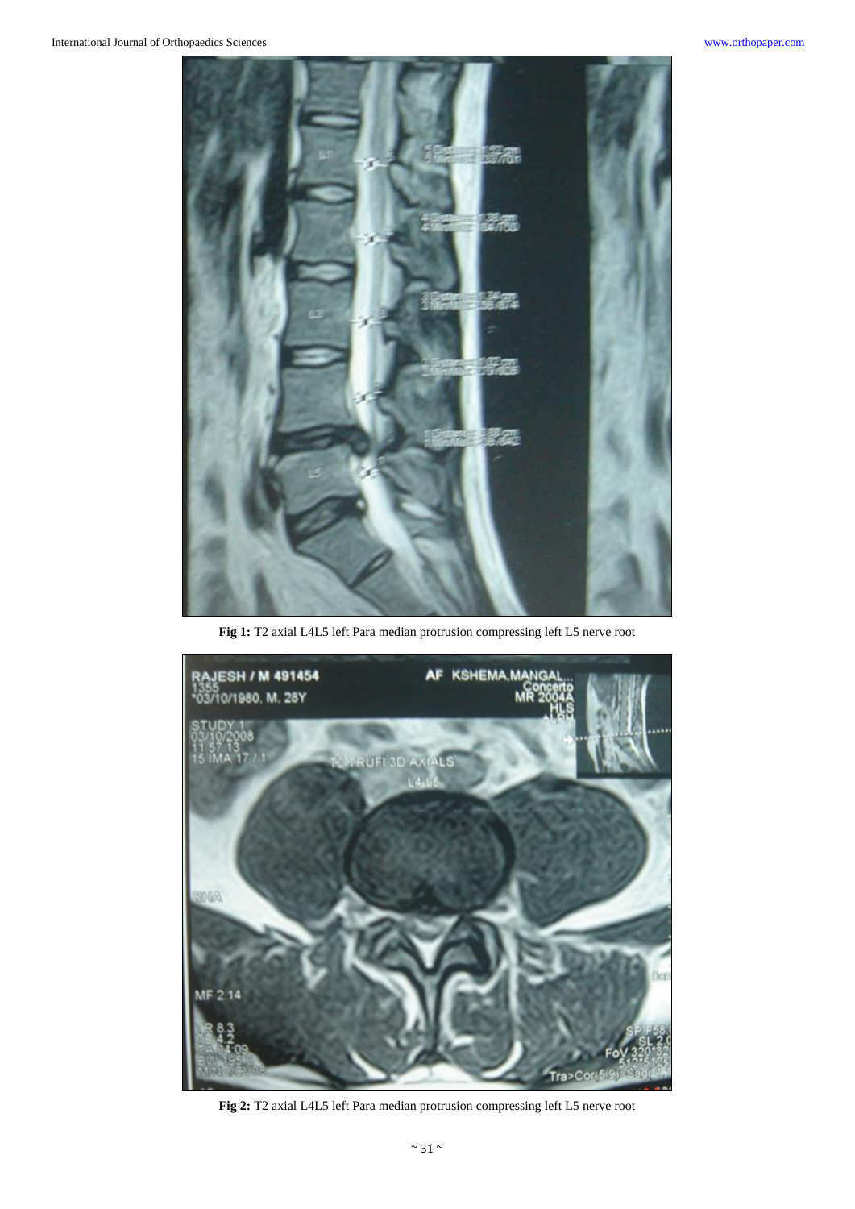**Fig 1:** T2 axial L4L5 left Para median protrusion compressing left L5 nerve root

**Fig 2:** T2 axial L4L5 left Para median protrusion compressing left L5 nerve root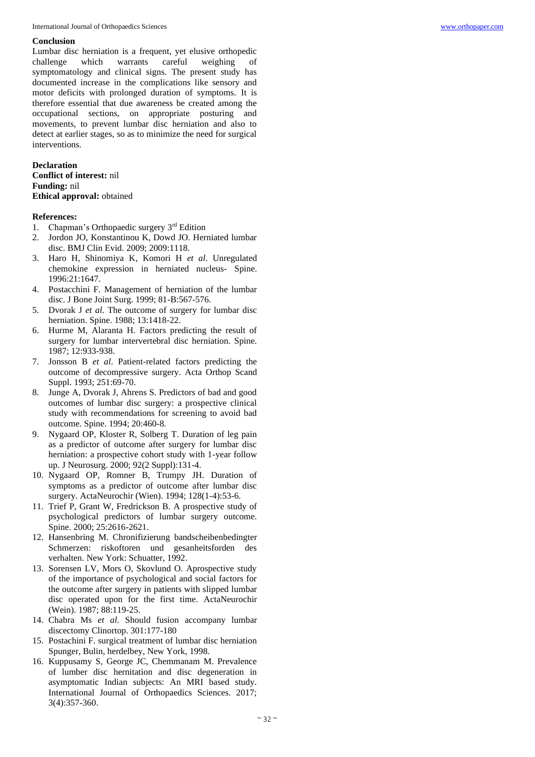## Conclusion

Lumbar disc herniation is a frequent, yet elusive orthopedic challenge which warrants careful weighing of symptomatology and clinical signs. The present study has documented increase in the complications like sensory and motor deficits with prolonged duration of symptoms. It is therefore essential that due awareness be created among the occupational sections, on appropriate posturing and movements, to prevent lumbar disc herniation and also to detect at earlier stages, so as to minimize the need for surgical interventions.

**Declaration**
**Conflict of interest:** nil
**Funding:** nil
**Ethical approval:** obtained

## References:

1. Chapman's Orthopaedic surgery 3rd Edition
2. Jordon JO, Konstantinou K, Dowd JO. Herniated lumbar disc. BMJ Clin Evid. 2009; 2009:1118.
3. Haro H, Shinomiya K, Komori H *et al*. Unregulated chemokine expression in herniated nucleus- Spine. 1996:21:1647.
4. Postacchini F. Management of herniation of the lumbar disc. J Bone Joint Surg. 1999; 81-B:567-576.
5. Dvorak J *et al*. The outcome of surgery for lumbar disc herniation. Spine. 1988; 13:1418-22.
6. Hurme M, Alaranta H. Factors predicting the result of surgery for lumbar intervertebral disc herniation. Spine. 1987; 12:933-938.
7. Jonsson B *et al*. Patient-related factors predicting the outcome of decompressive surgery. Acta Orthop Scand Suppl. 1993; 251:69-70.
8. Junge A, Dvorak J, Ahrens S. Predictors of bad and good outcomes of lumbar disc surgery: a prospective clinical study with recommendations for screening to avoid bad outcome. Spine. 1994; 20:460-8.
9. Nygaard OP, Kloster R, Solberg T. Duration of leg pain as a predictor of outcome after surgery for lumbar disc herniation: a prospective cohort study with 1-year follow up. J Neurosurg. 2000; 92(2 Suppl):131-4.
10. Nygaard OP, Romner B, Trumpy JH. Duration of symptoms as a predictor of outcome after lumbar disc surgery. ActaNeurochir (Wien). 1994; 128(1-4):53-6.
11. Trief P, Grant W, Fredrickson B. A prospective study of psychological predictors of lumbar surgery outcome. Spine. 2000; 25:2616-2621.
12. Hansenbring M. Chronifizierung bandscheibenbedingter Schmerzen: riskoftoren und gesanheitsforden des verhalten. New York: Schuatter, 1992.
13. Sorensen LV, Mors O, Skovlund O. Aprospective study of the importance of psychological and social factors for the outcome after surgery in patients with slipped lumbar disc operated upon for the first time. ActaNeurochir (Wein). 1987; 88:119-25.
14. Chabra Ms *et al*. Should fusion accompany lumbar discectomy Clinortop. 301:177-180
15. Postachini F. surgical treatment of lumbar disc herniation Spunger, Bulin, herdelbey, New York, 1998.
16. Kuppusamy S, George JC, Chemmanam M. Prevalence of lumber disc hernitation and disc degeneration in asymptomatic Indian subjects: An MRI based study. International Journal of Orthopaedics Sciences. 2017; 3(4):357-360.